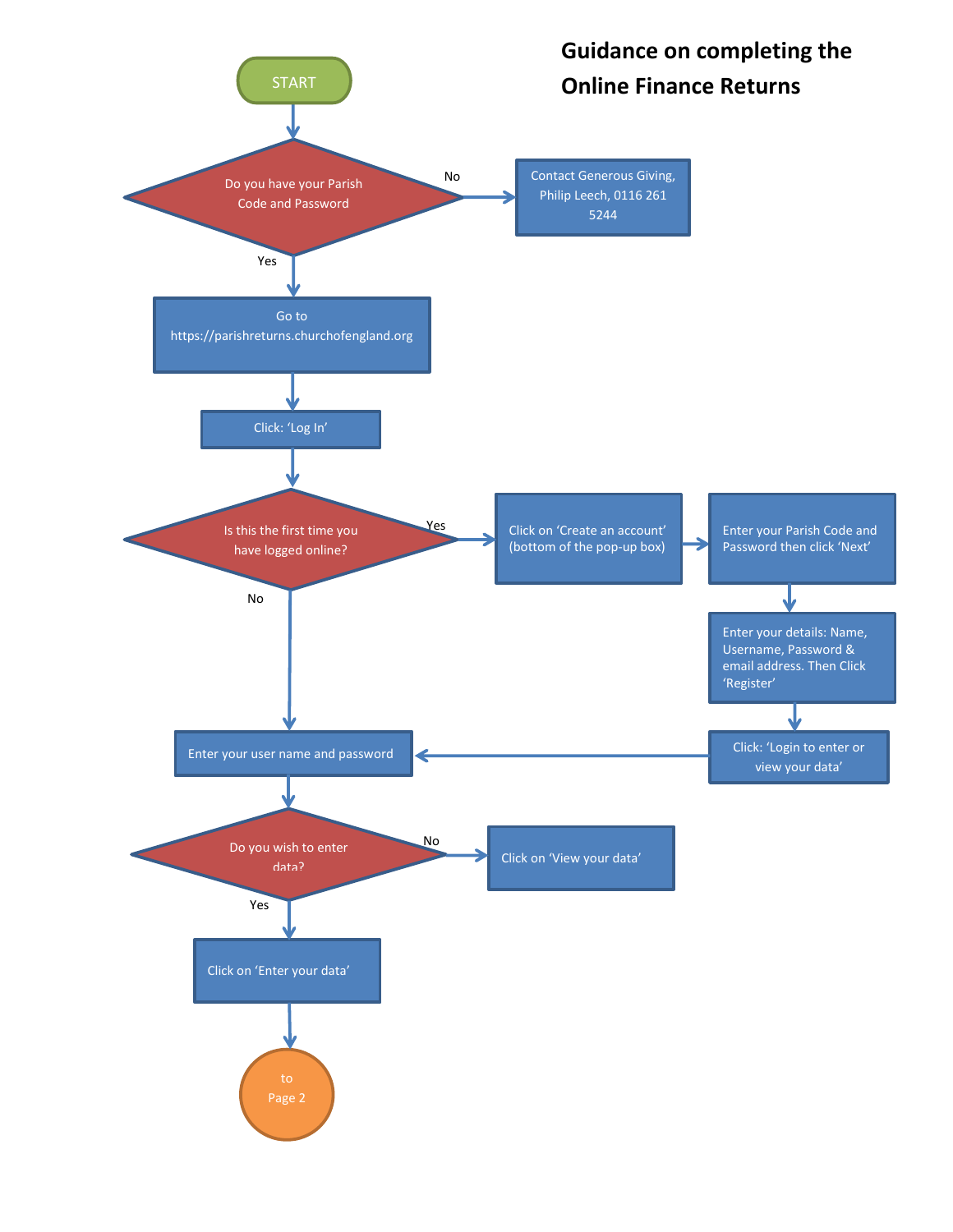# Guidance on completing the Online Finance Returns

START

**Do you have your Parish Code and Password**

- **No** → Contact Generous Giving, Philip Leech, 0116 261 5244
- **Yes** → Go to https://parishreturns.churchofengland.org

Click: 'Log In'

**Is this the first time you have logged online?**

- **Yes** → Click on 'Create an account' (bottom of the pop-up box) → Enter your Parish Code and Password then click 'Next' → Enter your details: Name, Username, Password & email address. Then Click 'Register' → Click: 'Login to enter or view your data' → Enter your user name and password
- **No** → Enter your user name and password

**Do you wish to enter data?**

- **No** → Click on 'View your data'
- **Yes** → Click on 'Enter your data'

to Page 2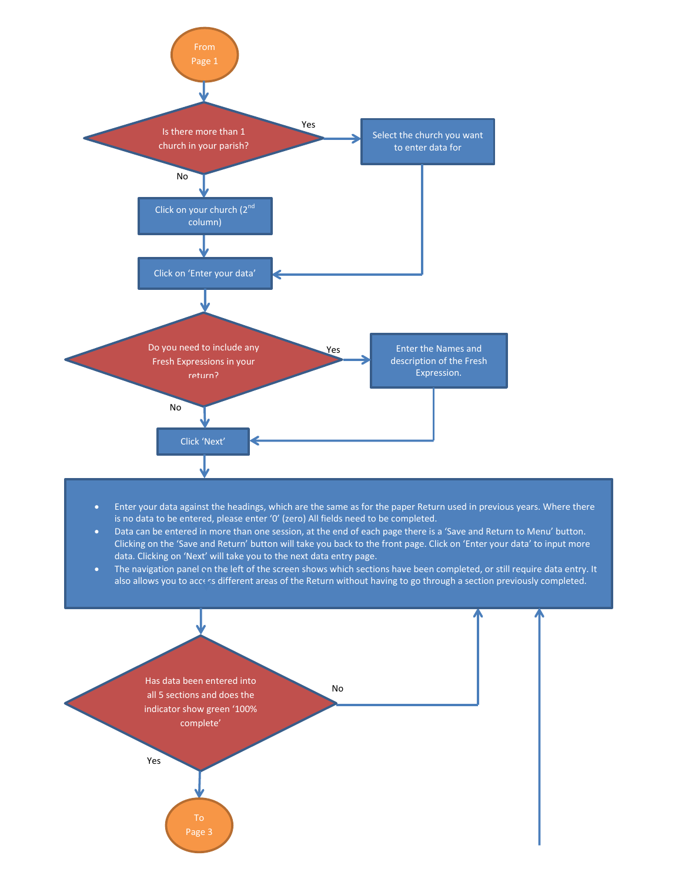From Page 1

**Is there more than 1 church in your parish?**

- **Yes** → Select the church you want to enter data for → Click on 'Enter your data'
- **No** → Click on your church (2nd column) → Click on 'Enter your data'

**Do you need to include any Fresh Expressions in your return?**

- **Yes** → Enter the Names and description of the Fresh Expression. → Click 'Next'
- **No** → Click 'Next'

- Enter your data against the headings, which are the same as for the paper Return used in previous years. Where there is no data to be entered, please enter '0' (zero) All fields need to be completed.
- Data can be entered in more than one session, at the end of each page there is a 'Save and Return to Menu' button. Clicking on the 'Save and Return' button will take you back to the front page. Click on 'Enter your data' to input more data. Clicking on 'Next' will take you to the next data entry page.
- The navigation panel on the left of the screen shows which sections have been completed, or still require data entry. It also allows you to access different areas of the Return without having to go through a section previously completed.

**Has data been entered into all 5 sections and does the indicator show green '100% complete'**

- **No** → return to data entry
- **Yes** → To Page 3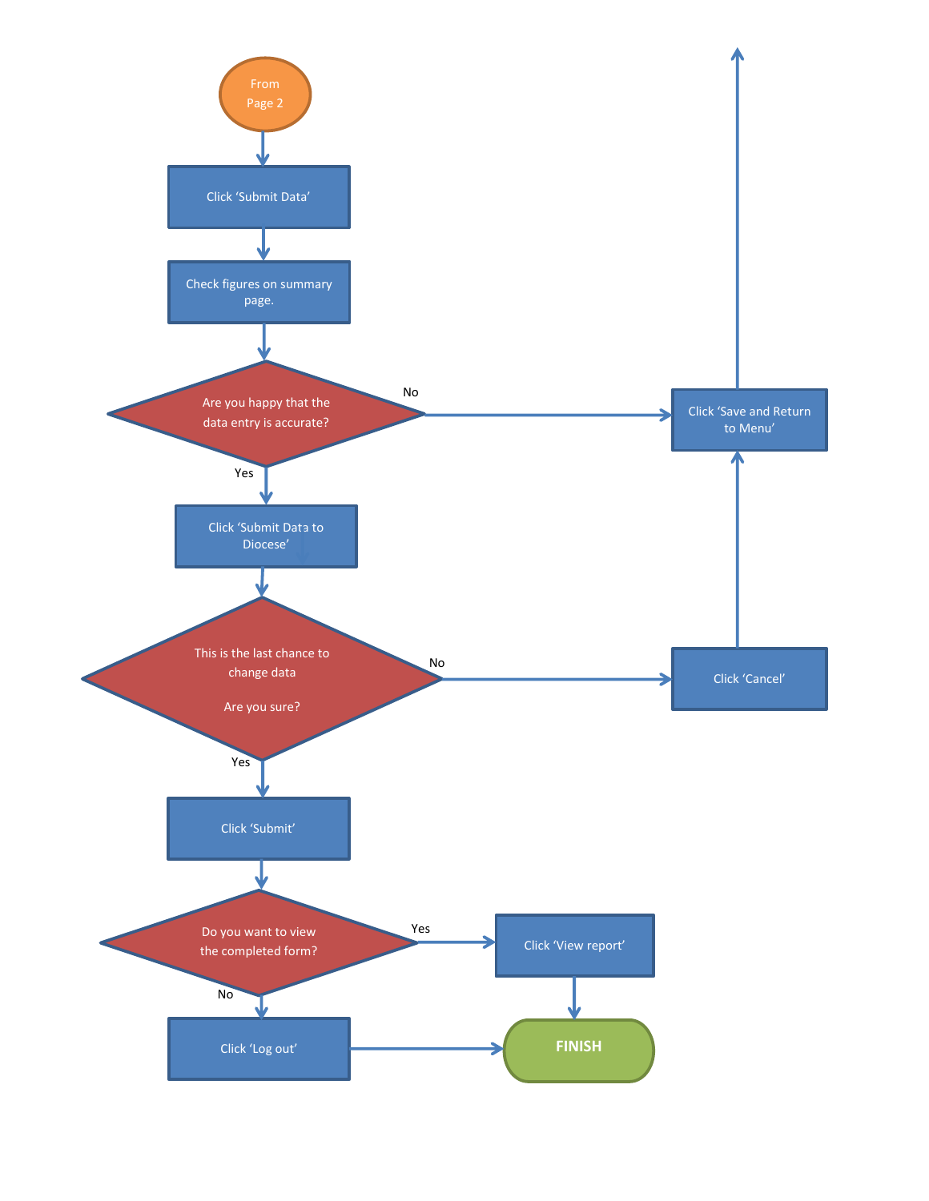From Page 2

Click ‘Submit Data’

Check figures on summary page.

Are you happy that the data entry is accurate?

No

Click ‘Save and Return to Menu’

Yes

Click ‘Submit Data to Diocese’

This is the last chance to change data

Are you sure?

No

Click ‘Cancel’

Yes

Click ‘Submit’

Do you want to view the completed form?

Yes

Click ‘View report’

No

Click ‘Log out’

FINISH